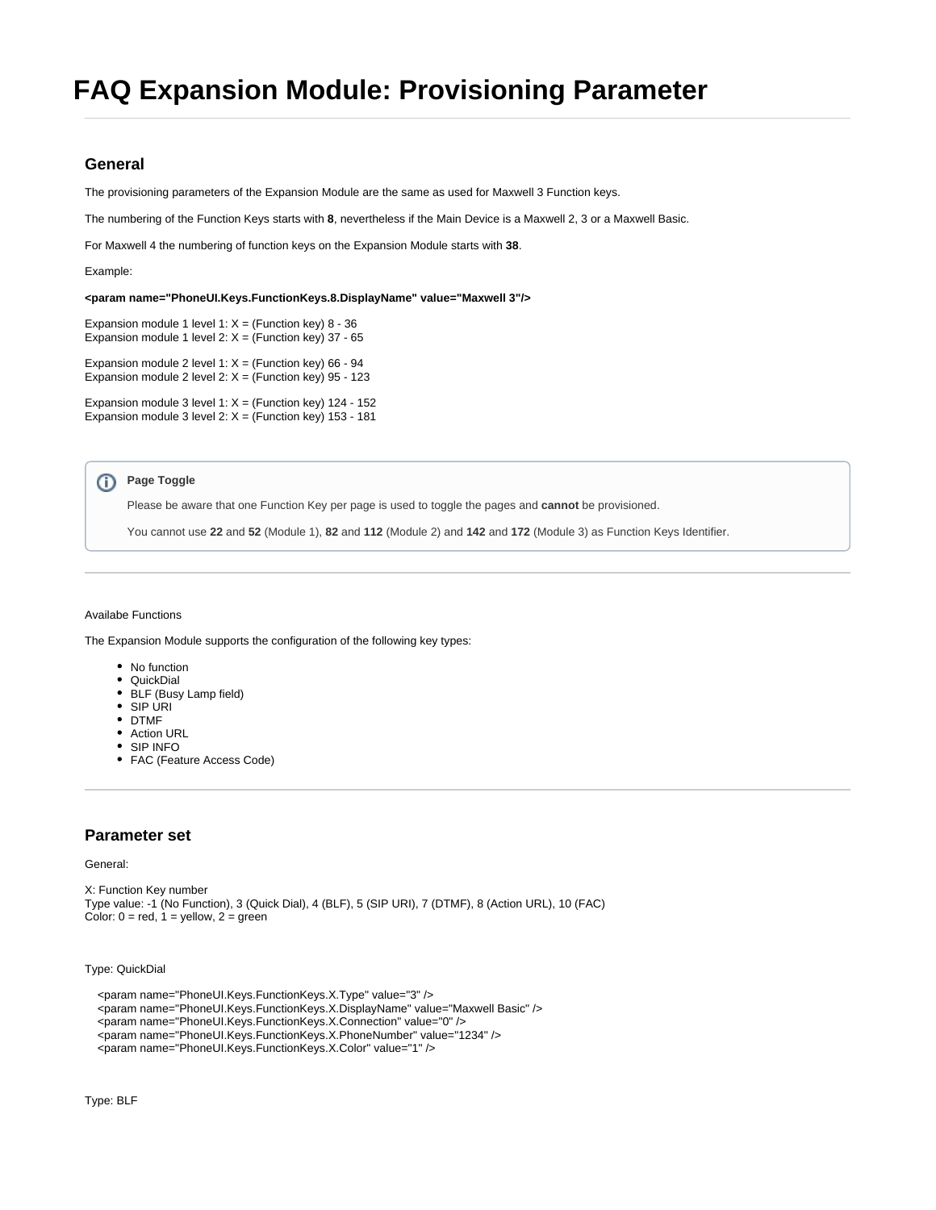# FAQ Expansion Module: Provisioning Parameter

## General

The provisioning parameters of the Expansion Module are the same as used for Maxwell 3 Function keys.

The numbering of the Function Keys starts with **8**, nevertheless if the Main Device is a Maxwell 2, 3 or a Maxwell Basic.

For Maxwell 4 the numbering of function keys on the Expansion Module starts with **38**.

Example:

**<param name="PhoneUI.Keys.FunctionKeys.8.DisplayName" value="Maxwell 3"/>**

Expansion module 1 level 1: X = (Function key) 8 - 36
Expansion module 1 level 2: X = (Function key) 37 - 65

Expansion module 2 level 1: X = (Function key) 66 - 94
Expansion module 2 level 2: X = (Function key) 95 - 123

Expansion module 3 level 1: X = (Function key) 124 - 152
Expansion module 3 level 2: X = (Function key) 153 - 181

> **Page Toggle**
>
> Please be aware that one Function Key per page is used to toggle the pages and **cannot** be provisioned.
>
> You cannot use **22** and **52** (Module 1), **82** and **112** (Module 2) and **142** and **172** (Module 3) as Function Keys Identifier.

---

Availabe Functions

The Expansion Module supports the configuration of the following key types:

- No function
- QuickDial
- BLF (Busy Lamp field)
- SIP URI
- DTMF
- Action URL
- SIP INFO
- FAC (Feature Access Code)

---

## Parameter set

General:

X: Function Key number
Type value: -1 (No Function), 3 (Quick Dial), 4 (BLF), 5 (SIP URI), 7 (DTMF), 8 (Action URL), 10 (FAC)
Color: 0 = red, 1 = yellow, 2 = green

Type: QuickDial

```
<param name="PhoneUI.Keys.FunctionKeys.X.Type" value="3" />
<param name="PhoneUI.Keys.FunctionKeys.X.DisplayName" value="Maxwell Basic" />
<param name="PhoneUI.Keys.FunctionKeys.X.Connection" value="0" />
<param name="PhoneUI.Keys.FunctionKeys.X.PhoneNumber" value="1234" />
<param name="PhoneUI.Keys.FunctionKeys.X.Color" value="1" />
```

Type: BLF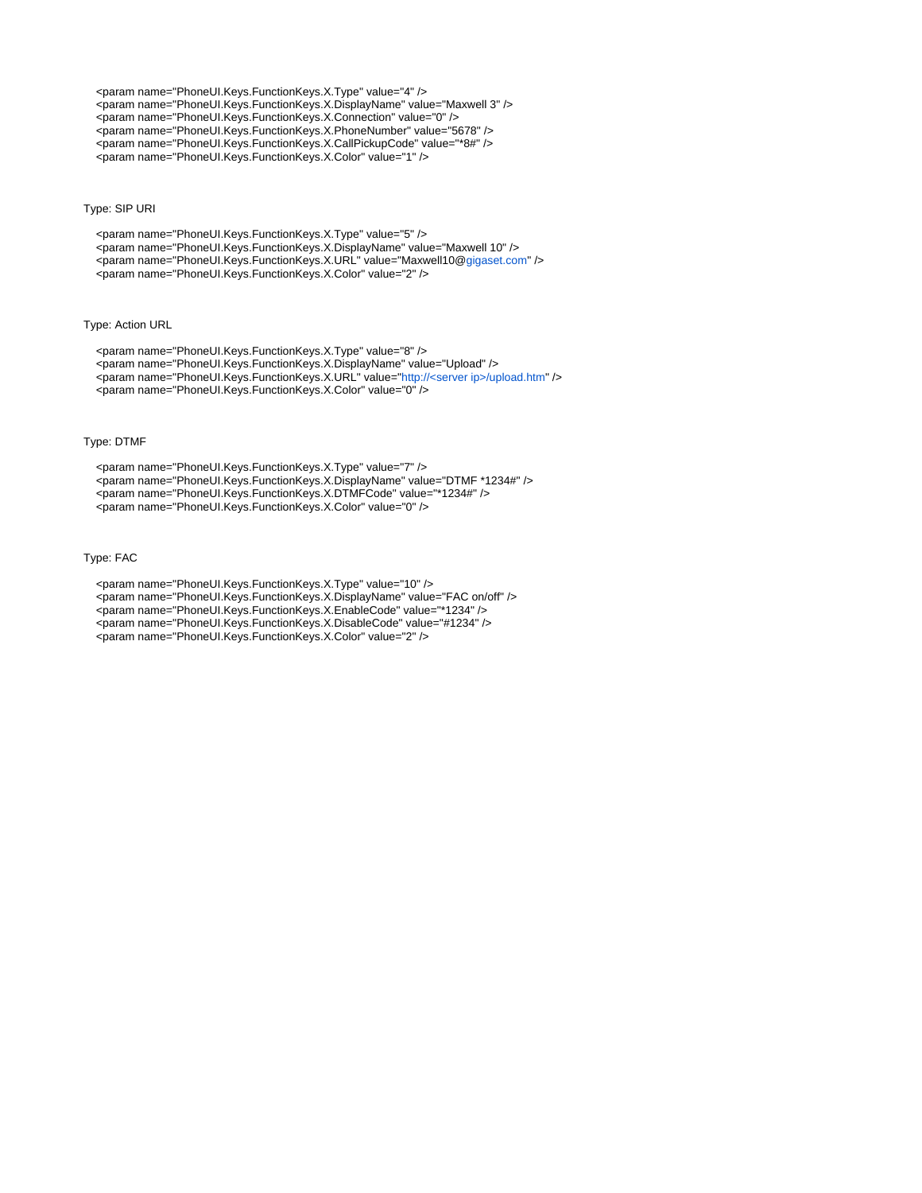```
<param name="PhoneUI.Keys.FunctionKeys.X.Type" value="4" />
<param name="PhoneUI.Keys.FunctionKeys.X.DisplayName" value="Maxwell 3" />
<param name="PhoneUI.Keys.FunctionKeys.X.Connection" value="0" />
<param name="PhoneUI.Keys.FunctionKeys.X.PhoneNumber" value="5678" />
<param name="PhoneUI.Keys.FunctionKeys.X.CallPickupCode" value="*8#" />
<param name="PhoneUI.Keys.FunctionKeys.X.Color" value="1" />
```

Type: SIP URI

```
<param name="PhoneUI.Keys.FunctionKeys.X.Type" value="5" />
<param name="PhoneUI.Keys.FunctionKeys.X.DisplayName" value="Maxwell 10" />
<param name="PhoneUI.Keys.FunctionKeys.X.URL" value="Maxwell10@gigaset.com" />
<param name="PhoneUI.Keys.FunctionKeys.X.Color" value="2" />
```

Type: Action URL

```
<param name="PhoneUI.Keys.FunctionKeys.X.Type" value="8" />
<param name="PhoneUI.Keys.FunctionKeys.X.DisplayName" value="Upload" />
<param name="PhoneUI.Keys.FunctionKeys.X.URL" value="http://<server ip>/upload.htm" />
<param name="PhoneUI.Keys.FunctionKeys.X.Color" value="0" />
```

Type: DTMF

```
<param name="PhoneUI.Keys.FunctionKeys.X.Type" value="7" />
<param name="PhoneUI.Keys.FunctionKeys.X.DisplayName" value="DTMF *1234#" />
<param name="PhoneUI.Keys.FunctionKeys.X.DTMFCode" value="*1234#" />
<param name="PhoneUI.Keys.FunctionKeys.X.Color" value="0" />
```

Type: FAC

```
<param name="PhoneUI.Keys.FunctionKeys.X.Type" value="10" />
<param name="PhoneUI.Keys.FunctionKeys.X.DisplayName" value="FAC on/off" />
<param name="PhoneUI.Keys.FunctionKeys.X.EnableCode" value="*1234" />
<param name="PhoneUI.Keys.FunctionKeys.X.DisableCode" value="#1234" />
<param name="PhoneUI.Keys.FunctionKeys.X.Color" value="2" />
```